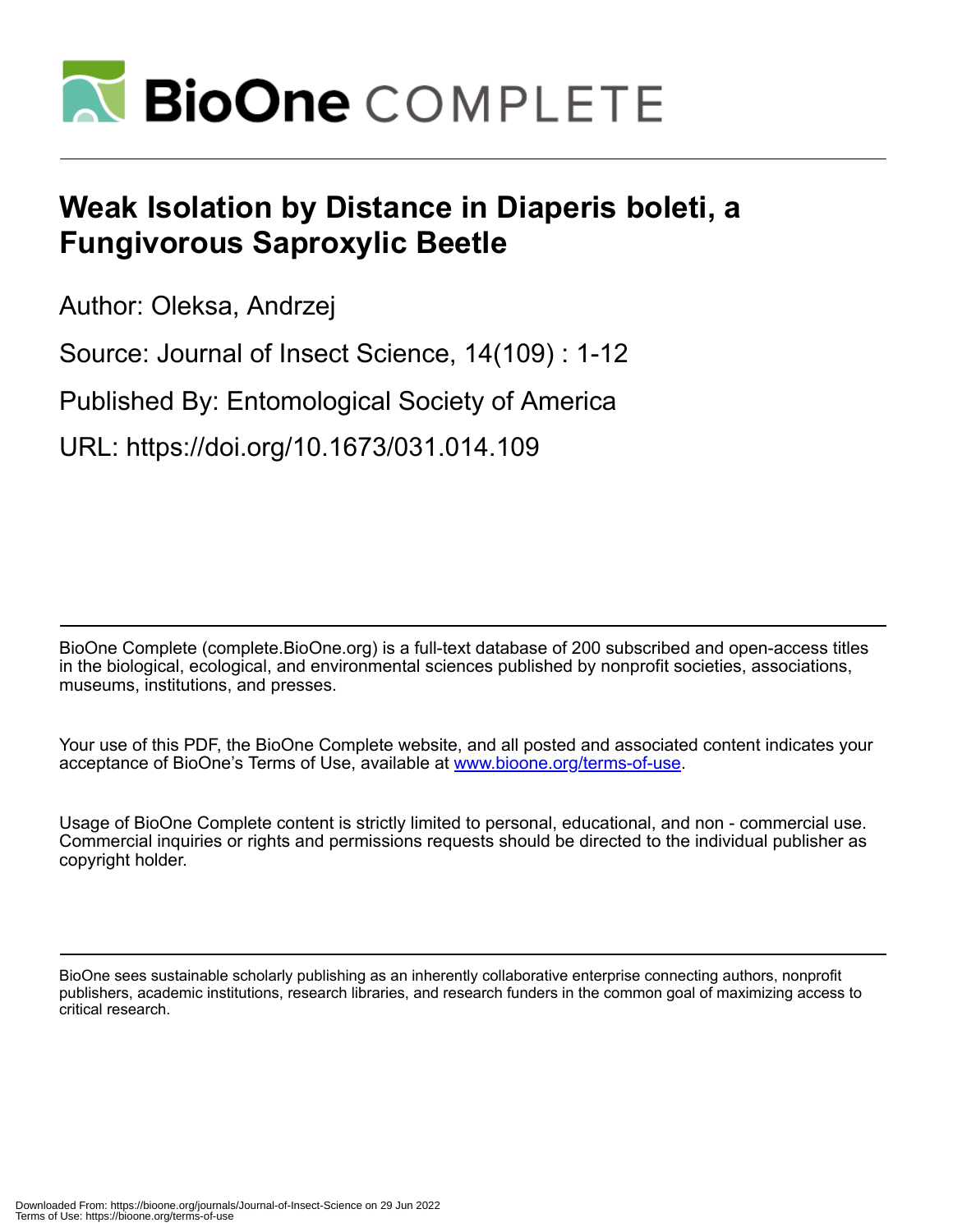# Weak Isolation by Distance in Diaperis boleti, a Fungivorous Saproxylic Beetle

Author: Oleksa, Andrzej

Source: Journal of Insect Science, 14(109) : 1-12

Published By: Entomological Society of America

URL: https://doi.org/10.1673/031.014.109

BioOne Complete (complete.BioOne.org) is a full-text database of 200 subscribed and open-access titles in the biological, ecological, and environmental sciences published by nonprofit societies, associations, museums, institutions, and presses.

Your use of this PDF, the BioOne Complete website, and all posted and associated content indicates your acceptance of BioOne's Terms of Use, available at www.bioone.org/terms-of-use.

Usage of BioOne Complete content is strictly limited to personal, educational, and non - commercial use. Commercial inquiries or rights and permissions requests should be directed to the individual publisher as copyright holder.

BioOne sees sustainable scholarly publishing as an inherently collaborative enterprise connecting authors, nonprofit publishers, academic institutions, research libraries, and research funders in the common goal of maximizing access to critical research.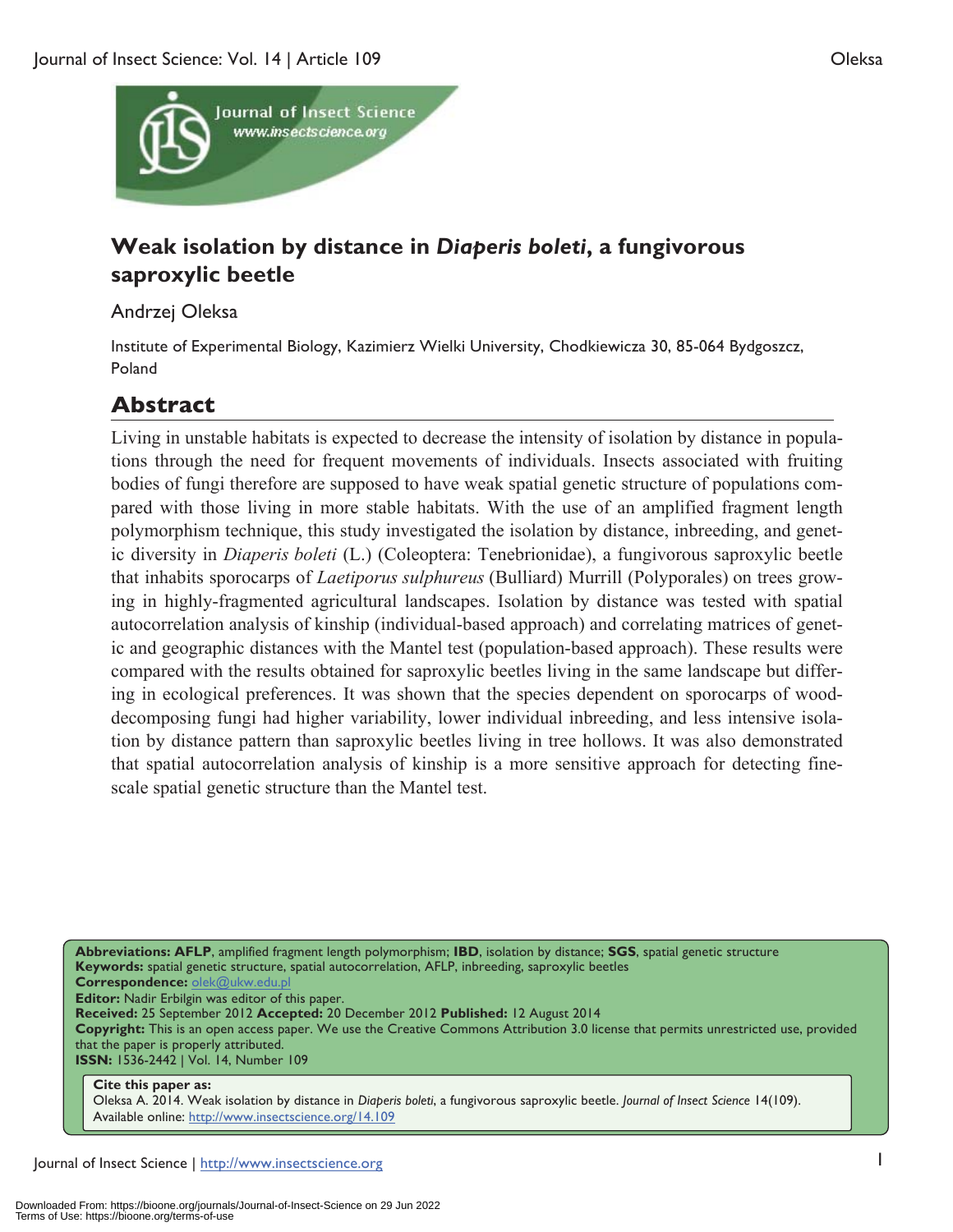# Weak isolation by distance in *Diaperis boleti*, a fungivorous saproxylic beetle

Andrzej Oleksa

Institute of Experimental Biology, Kazimierz Wielki University, Chodkiewicza 30, 85-064 Bydgoszcz, Poland

## Abstract

Living in unstable habitats is expected to decrease the intensity of isolation by distance in populations through the need for frequent movements of individuals. Insects associated with fruiting bodies of fungi therefore are supposed to have weak spatial genetic structure of populations compared with those living in more stable habitats. With the use of an amplified fragment length polymorphism technique, this study investigated the isolation by distance, inbreeding, and genetic diversity in *Diaperis boleti* (L.) (Coleoptera: Tenebrionidae), a fungivorous saproxylic beetle that inhabits sporocarps of *Laetiporus sulphureus* (Bulliard) Murrill (Polyporales) on trees growing in highly-fragmented agricultural landscapes. Isolation by distance was tested with spatial autocorrelation analysis of kinship (individual-based approach) and correlating matrices of genetic and geographic distances with the Mantel test (population-based approach). These results were compared with the results obtained for saproxylic beetles living in the same landscape but differing in ecological preferences. It was shown that the species dependent on sporocarps of wood-decomposing fungi had higher variability, lower individual inbreeding, and less intensive isolation by distance pattern than saproxylic beetles living in tree hollows. It was also demonstrated that spatial autocorrelation analysis of kinship is a more sensitive approach for detecting fine-scale spatial genetic structure than the Mantel test.

**Abbreviations: AFLP**, amplified fragment length polymorphism; **IBD**, isolation by distance; **SGS**, spatial genetic structure
**Keywords:** spatial genetic structure, spatial autocorrelation, AFLP, inbreeding, saproxylic beetles
**Correspondence:** olek@ukw.edu.pl
**Editor:** Nadir Erbilgin was editor of this paper.
**Received:** 25 September 2012 **Accepted:** 20 December 2012 **Published:** 12 August 2014
**Copyright:** This is an open access paper. We use the Creative Commons Attribution 3.0 license that permits unrestricted use, provided that the paper is properly attributed.
**ISSN:** 1536-2442 | Vol. 14, Number 109

**Cite this paper as:**
Oleksa A. 2014. Weak isolation by distance in *Diaperis boleti*, a fungivorous saproxylic beetle. *Journal of Insect Science* 14(109). Available online: http://www.insectscience.org/14.109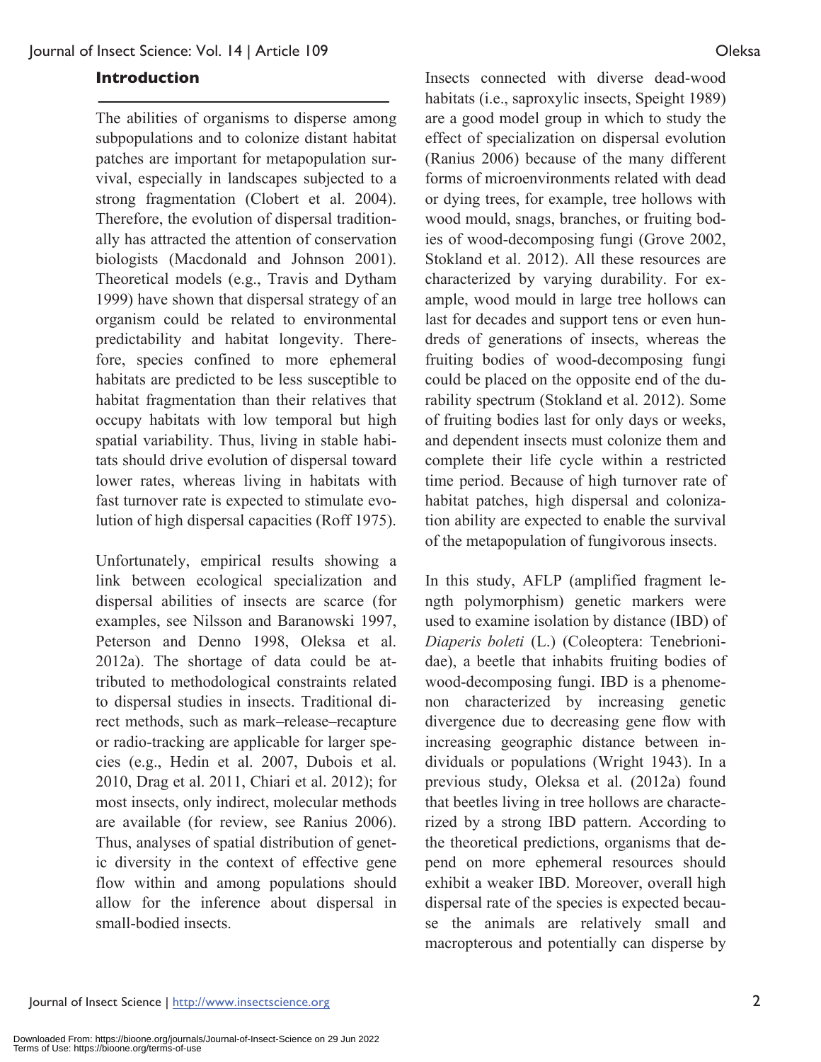## Introduction

The abilities of organisms to disperse among subpopulations and to colonize distant habitat patches are important for metapopulation survival, especially in landscapes subjected to a strong fragmentation (Clobert et al. 2004). Therefore, the evolution of dispersal traditionally has attracted the attention of conservation biologists (Macdonald and Johnson 2001). Theoretical models (e.g., Travis and Dytham 1999) have shown that dispersal strategy of an organism could be related to environmental predictability and habitat longevity. Therefore, species confined to more ephemeral habitats are predicted to be less susceptible to habitat fragmentation than their relatives that occupy habitats with low temporal but high spatial variability. Thus, living in stable habitats should drive evolution of dispersal toward lower rates, whereas living in habitats with fast turnover rate is expected to stimulate evolution of high dispersal capacities (Roff 1975).

Unfortunately, empirical results showing a link between ecological specialization and dispersal abilities of insects are scarce (for examples, see Nilsson and Baranowski 1997, Peterson and Denno 1998, Oleksa et al. 2012a). The shortage of data could be attributed to methodological constraints related to dispersal studies in insects. Traditional direct methods, such as mark–release–recapture or radio-tracking are applicable for larger species (e.g., Hedin et al. 2007, Dubois et al. 2010, Drag et al. 2011, Chiari et al. 2012); for most insects, only indirect, molecular methods are available (for review, see Ranius 2006). Thus, analyses of spatial distribution of genetic diversity in the context of effective gene flow within and among populations should allow for the inference about dispersal in small-bodied insects.

Insects connected with diverse dead-wood habitats (i.e., saproxylic insects, Speight 1989) are a good model group in which to study the effect of specialization on dispersal evolution (Ranius 2006) because of the many different forms of microenvironments related with dead or dying trees, for example, tree hollows with wood mould, snags, branches, or fruiting bodies of wood-decomposing fungi (Grove 2002, Stokland et al. 2012). All these resources are characterized by varying durability. For example, wood mould in large tree hollows can last for decades and support tens or even hundreds of generations of insects, whereas the fruiting bodies of wood-decomposing fungi could be placed on the opposite end of the durability spectrum (Stokland et al. 2012). Some of fruiting bodies last for only days or weeks, and dependent insects must colonize them and complete their life cycle within a restricted time period. Because of high turnover rate of habitat patches, high dispersal and colonization ability are expected to enable the survival of the metapopulation of fungivorous insects.

In this study, AFLP (amplified fragment length polymorphism) genetic markers were used to examine isolation by distance (IBD) of *Diaperis boleti* (L.) (Coleoptera: Tenebrionidae), a beetle that inhabits fruiting bodies of wood-decomposing fungi. IBD is a phenomenon characterized by increasing genetic divergence due to decreasing gene flow with increasing geographic distance between individuals or populations (Wright 1943). In a previous study, Oleksa et al. (2012a) found that beetles living in tree hollows are characterized by a strong IBD pattern. According to the theoretical predictions, organisms that depend on more ephemeral resources should exhibit a weaker IBD. Moreover, overall high dispersal rate of the species is expected because the animals are relatively small and macropterous and potentially can disperse by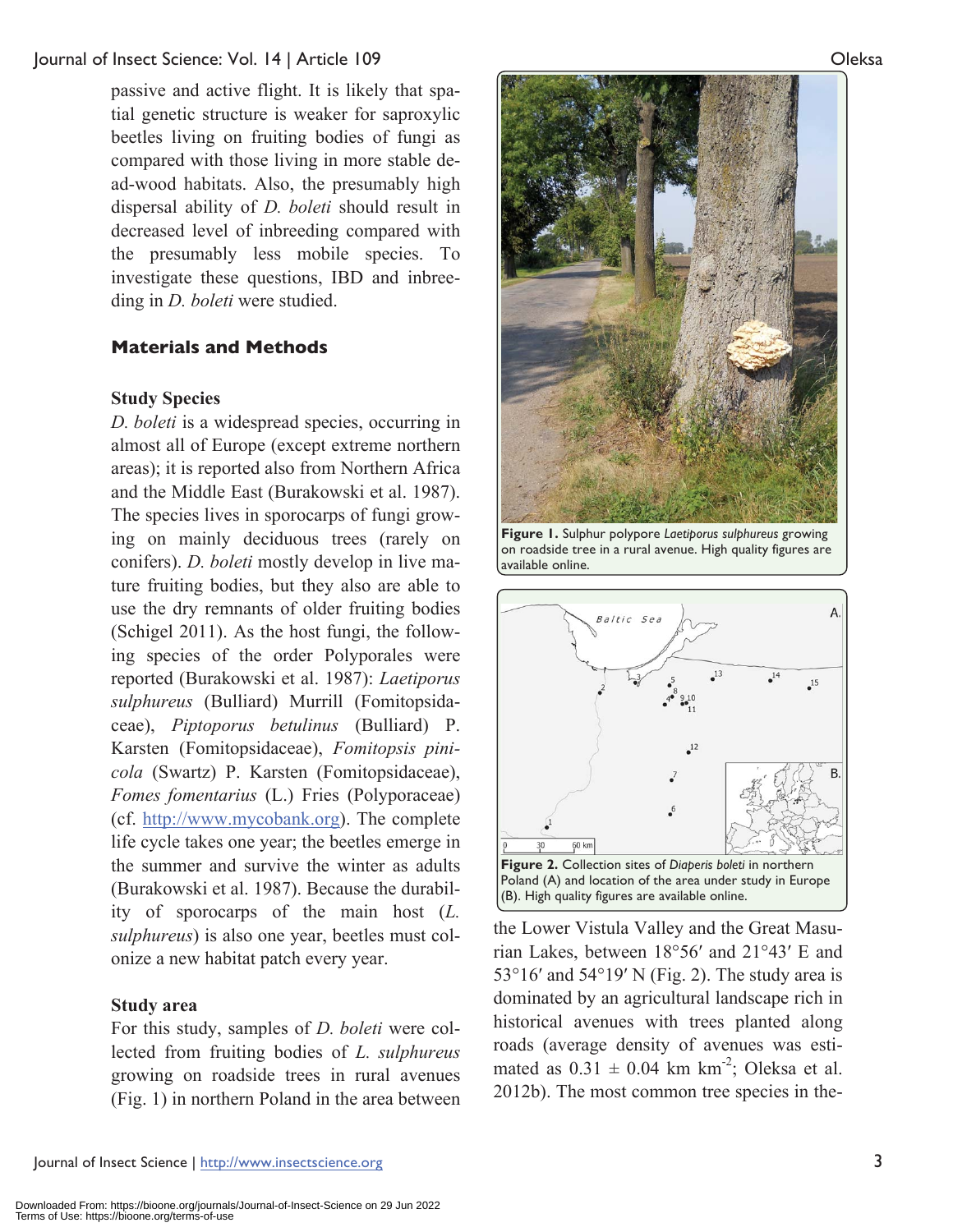passive and active flight. It is likely that spatial genetic structure is weaker for saproxylic beetles living on fruiting bodies of fungi as compared with those living in more stable dead-wood habitats. Also, the presumably high dispersal ability of *D. boleti* should result in decreased level of inbreeding compared with the presumably less mobile species. To investigate these questions, IBD and inbreeding in *D. boleti* were studied.

## Materials and Methods

### Study Species

*D. boleti* is a widespread species, occurring in almost all of Europe (except extreme northern areas); it is reported also from Northern Africa and the Middle East (Burakowski et al. 1987). The species lives in sporocarps of fungi growing on mainly deciduous trees (rarely on conifers). *D. boleti* mostly develop in live mature fruiting bodies, but they also are able to use the dry remnants of older fruiting bodies (Schigel 2011). As the host fungi, the following species of the order Polyporales were reported (Burakowski et al. 1987): *Laetiporus sulphureus* (Bulliard) Murrill (Fomitopsidaceae), *Piptoporus betulinus* (Bulliard) P. Karsten (Fomitopsidaceae), *Fomitopsis pinicola* (Swartz) P. Karsten (Fomitopsidaceae), *Fomes fomentarius* (L.) Fries (Polyporaceae) (cf. http://www.mycobank.org). The complete life cycle takes one year; the beetles emerge in the summer and survive the winter as adults (Burakowski et al. 1987). Because the durability of sporocarps of the main host (*L. sulphureus*) is also one year, beetles must colonize a new habitat patch every year.

### Study area

For this study, samples of *D. boleti* were collected from fruiting bodies of *L. sulphureus* growing on roadside trees in rural avenues (Fig. 1) in northern Poland in the area between the Lower Vistula Valley and the Great Masurian Lakes, between 18°56′ and 21°43′ E and 53°16′ and 54°19′ N (Fig. 2). The study area is dominated by an agricultural landscape rich in historical avenues with trees planted along roads (average density of avenues was estimated as $0.31 \pm 0.04$ km km$^{-2}$; Oleksa et al. 2012b). The most common tree species in the-

**Figure 1.** Sulphur polypore *Laetiporus sulphureus* growing on roadside tree in a rural avenue. High quality figures are available online.

**Figure 2.** Collection sites of *Diaperis boleti* in northern Poland (A) and location of the area under study in Europe (B). High quality figures are available online.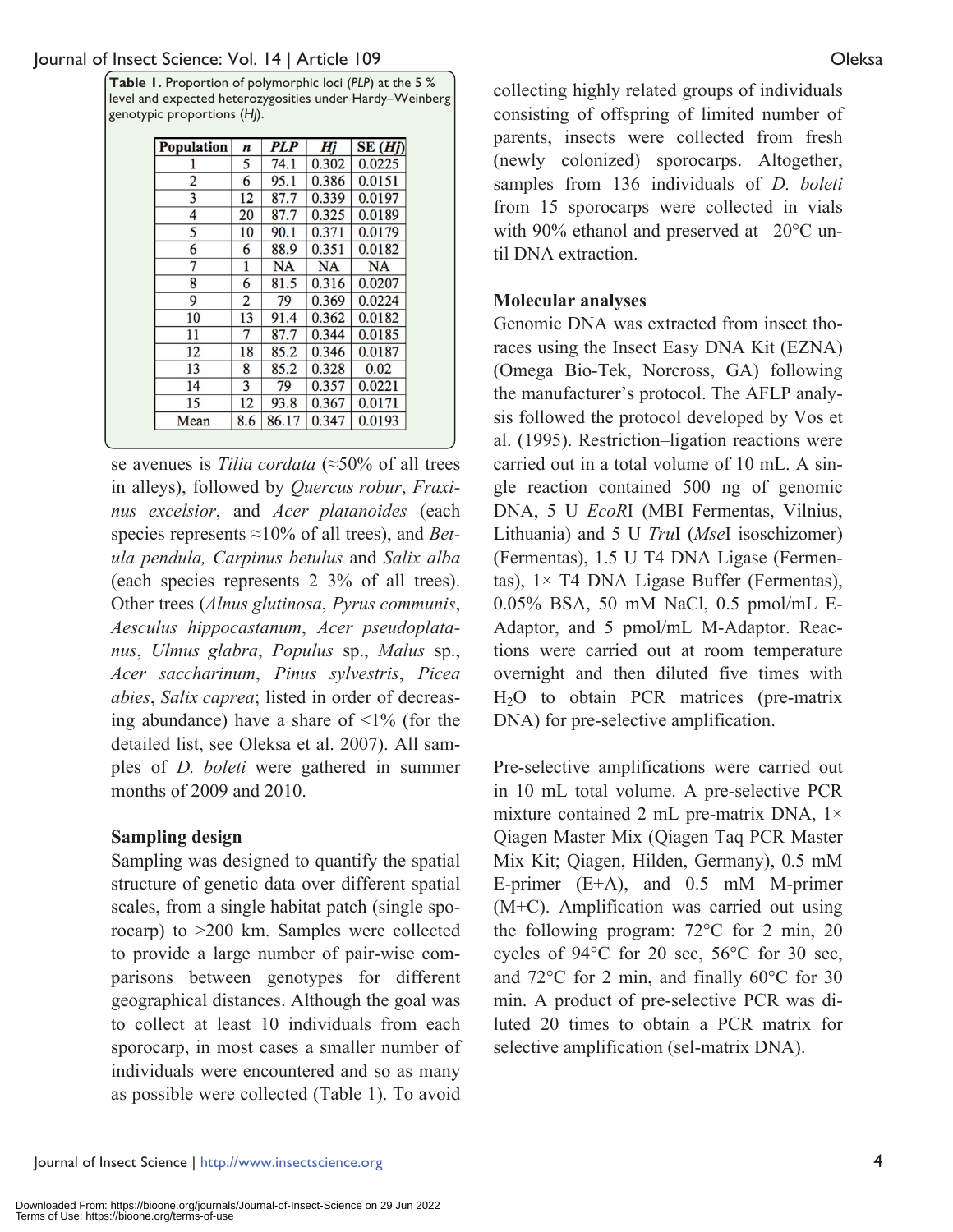**Table 1.** Proportion of polymorphic loci (*PLP*) at the 5 % level and expected heterozygosities under Hardy–Weinberg genotypic proportions (*Hj*).

| Population | *n* | *PLP* | *Hj* | SE (*Hj*) |
|---|---|---|---|---|
| 1 | 5 | 74.1 | 0.302 | 0.0225 |
| 2 | 6 | 95.1 | 0.386 | 0.0151 |
| 3 | 12 | 87.7 | 0.339 | 0.0197 |
| 4 | 20 | 87.7 | 0.325 | 0.0189 |
| 5 | 10 | 90.1 | 0.371 | 0.0179 |
| 6 | 6 | 88.9 | 0.351 | 0.0182 |
| 7 | 1 | NA | NA | NA |
| 8 | 6 | 81.5 | 0.316 | 0.0207 |
| 9 | 2 | 79 | 0.369 | 0.0224 |
| 10 | 13 | 91.4 | 0.362 | 0.0182 |
| 11 | 7 | 87.7 | 0.344 | 0.0185 |
| 12 | 18 | 85.2 | 0.346 | 0.0187 |
| 13 | 8 | 85.2 | 0.328 | 0.02 |
| 14 | 3 | 79 | 0.357 | 0.0221 |
| 15 | 12 | 93.8 | 0.367 | 0.0171 |
| Mean | 8.6 | 86.17 | 0.347 | 0.0193 |

se avenues is *Tilia cordata* (≈50% of all trees in alleys), followed by *Quercus robur*, *Fraxinus excelsior*, and *Acer platanoides* (each species represents ≈10% of all trees), and *Betula pendula, Carpinus betulus* and *Salix alba* (each species represents 2–3% of all trees). Other trees (*Alnus glutinosa*, *Pyrus communis*, *Aesculus hippocastanum*, *Acer pseudoplatanus*, *Ulmus glabra*, *Populus* sp., *Malus* sp., *Acer saccharinum*, *Pinus sylvestris*, *Picea abies*, *Salix caprea*; listed in order of decreasing abundance) have a share of <1% (for the detailed list, see Oleksa et al. 2007). All samples of *D. boleti* were gathered in summer months of 2009 and 2010.

### Sampling design

Sampling was designed to quantify the spatial structure of genetic data over different spatial scales, from a single habitat patch (single sporocarp) to >200 km. Samples were collected to provide a large number of pair-wise comparisons between genotypes for different geographical distances. Although the goal was to collect at least 10 individuals from each sporocarp, in most cases a smaller number of individuals were encountered and so as many as possible were collected (Table 1). To avoid collecting highly related groups of individuals consisting of offspring of limited number of parents, insects were collected from fresh (newly colonized) sporocarps. Altogether, samples from 136 individuals of *D. boleti* from 15 sporocarps were collected in vials with 90% ethanol and preserved at –20°C until DNA extraction.

### Molecular analyses

Genomic DNA was extracted from insect thoraces using the Insect Easy DNA Kit (EZNA) (Omega Bio-Tek, Norcross, GA) following the manufacturer's protocol. The AFLP analysis followed the protocol developed by Vos et al. (1995). Restriction–ligation reactions were carried out in a total volume of 10 mL. A single reaction contained 500 ng of genomic DNA, 5 U *Eco*RI (MBI Fermentas, Vilnius, Lithuania) and 5 U *Tru*I (*Mse*I isoschizomer) (Fermentas), 1.5 U T4 DNA Ligase (Fermentas), 1× T4 DNA Ligase Buffer (Fermentas), 0.05% BSA, 50 mM NaCl, 0.5 pmol/mL E-Adaptor, and 5 pmol/mL M-Adaptor. Reactions were carried out at room temperature overnight and then diluted five times with $H_2O$ to obtain PCR matrices (pre-matrix DNA) for pre-selective amplification.

Pre-selective amplifications were carried out in 10 mL total volume. A pre-selective PCR mixture contained 2 mL pre-matrix DNA, 1× Qiagen Master Mix (Qiagen Taq PCR Master Mix Kit; Qiagen, Hilden, Germany), 0.5 mM E-primer (E+A), and 0.5 mM M-primer (M+C). Amplification was carried out using the following program: 72°C for 2 min, 20 cycles of 94°C for 20 sec, 56°C for 30 sec, and 72°C for 2 min, and finally 60°C for 30 min. A product of pre-selective PCR was diluted 20 times to obtain a PCR matrix for selective amplification (sel-matrix DNA).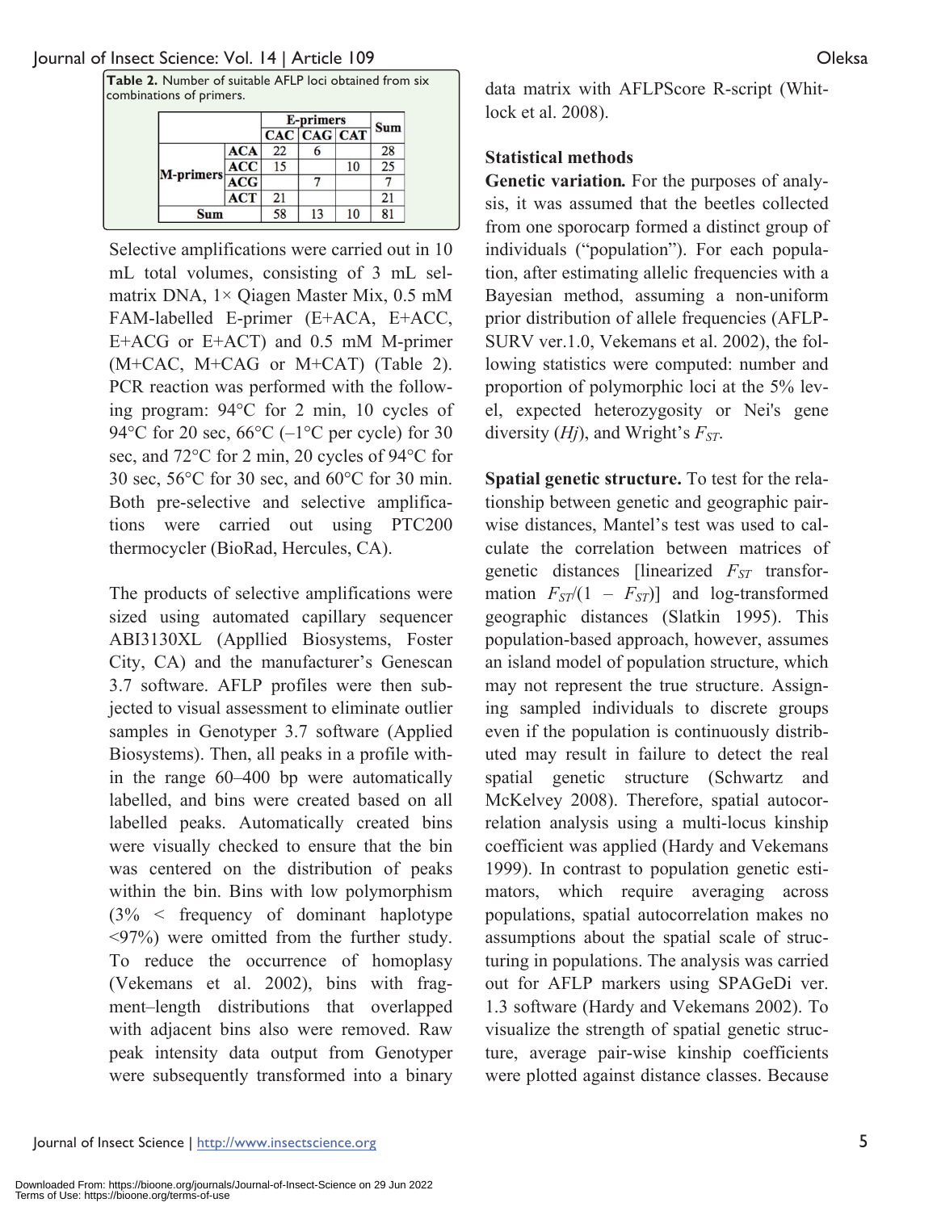**Table 2.** Number of suitable AFLP loci obtained from six combinations of primers.

| | | E-primers | | | Sum |
|---|---|---|---|---|---|
| | | CAC | CAG | CAT | |
| M-primers | ACA | 22 | 6 | | 28 |
| | ACC | 15 | | 10 | 25 |
| | ACG | | 7 | | 7 |
| | ACT | 21 | | | 21 |
| Sum | | 58 | 13 | 10 | 81 |

Selective amplifications were carried out in 10 mL total volumes, consisting of 3 mL sel-matrix DNA, 1× Qiagen Master Mix, 0.5 mM FAM-labelled E-primer (E+ACA, E+ACC, E+ACG or E+ACT) and 0.5 mM M-primer (M+CAC, M+CAG or M+CAT) (Table 2). PCR reaction was performed with the following program: 94°C for 2 min, 10 cycles of 94°C for 20 sec, 66°C (–1°C per cycle) for 30 sec, and 72°C for 2 min, 20 cycles of 94°C for 30 sec, 56°C for 30 sec, and 60°C for 30 min. Both pre-selective and selective amplifications were carried out using PTC200 thermocycler (BioRad, Hercules, CA).

The products of selective amplifications were sized using automated capillary sequencer ABI3130XL (Appllied Biosystems, Foster City, CA) and the manufacturer's Genescan 3.7 software. AFLP profiles were then subjected to visual assessment to eliminate outlier samples in Genotyper 3.7 software (Applied Biosystems). Then, all peaks in a profile within the range 60–400 bp were automatically labelled, and bins were created based on all labelled peaks. Automatically created bins were visually checked to ensure that the bin was centered on the distribution of peaks within the bin. Bins with low polymorphism (3% < frequency of dominant haplotype <97%) were omitted from the further study. To reduce the occurrence of homoplasy (Vekemans et al. 2002), bins with fragment–length distributions that overlapped with adjacent bins also were removed. Raw peak intensity data output from Genotyper were subsequently transformed into a binary data matrix with AFLPScore R-script (Whitlock et al. 2008).

### Statistical methods

**Genetic variation.** For the purposes of analysis, it was assumed that the beetles collected from one sporocarp formed a distinct group of individuals ("population"). For each population, after estimating allelic frequencies with a Bayesian method, assuming a non-uniform prior distribution of allele frequencies (AFLP-SURV ver.1.0, Vekemans et al. 2002), the following statistics were computed: number and proportion of polymorphic loci at the 5% level, expected heterozygosity or Nei's gene diversity (*Hj*), and Wright's $F_{ST}$.

**Spatial genetic structure.** To test for the relationship between genetic and geographic pairwise distances, Mantel's test was used to calculate the correlation between matrices of genetic distances [linearized $F_{ST}$ transformation $F_{ST}/(1 - F_{ST})$] and log-transformed geographic distances (Slatkin 1995). This population-based approach, however, assumes an island model of population structure, which may not represent the true structure. Assigning sampled individuals to discrete groups even if the population is continuously distributed may result in failure to detect the real spatial genetic structure (Schwartz and McKelvey 2008). Therefore, spatial autocorrelation analysis using a multi-locus kinship coefficient was applied (Hardy and Vekemans 1999). In contrast to population genetic estimators, which require averaging across populations, spatial autocorrelation makes no assumptions about the spatial scale of structuring in populations. The analysis was carried out for AFLP markers using SPAGeDi ver. 1.3 software (Hardy and Vekemans 2002). To visualize the strength of spatial genetic structure, average pair-wise kinship coefficients were plotted against distance classes. Because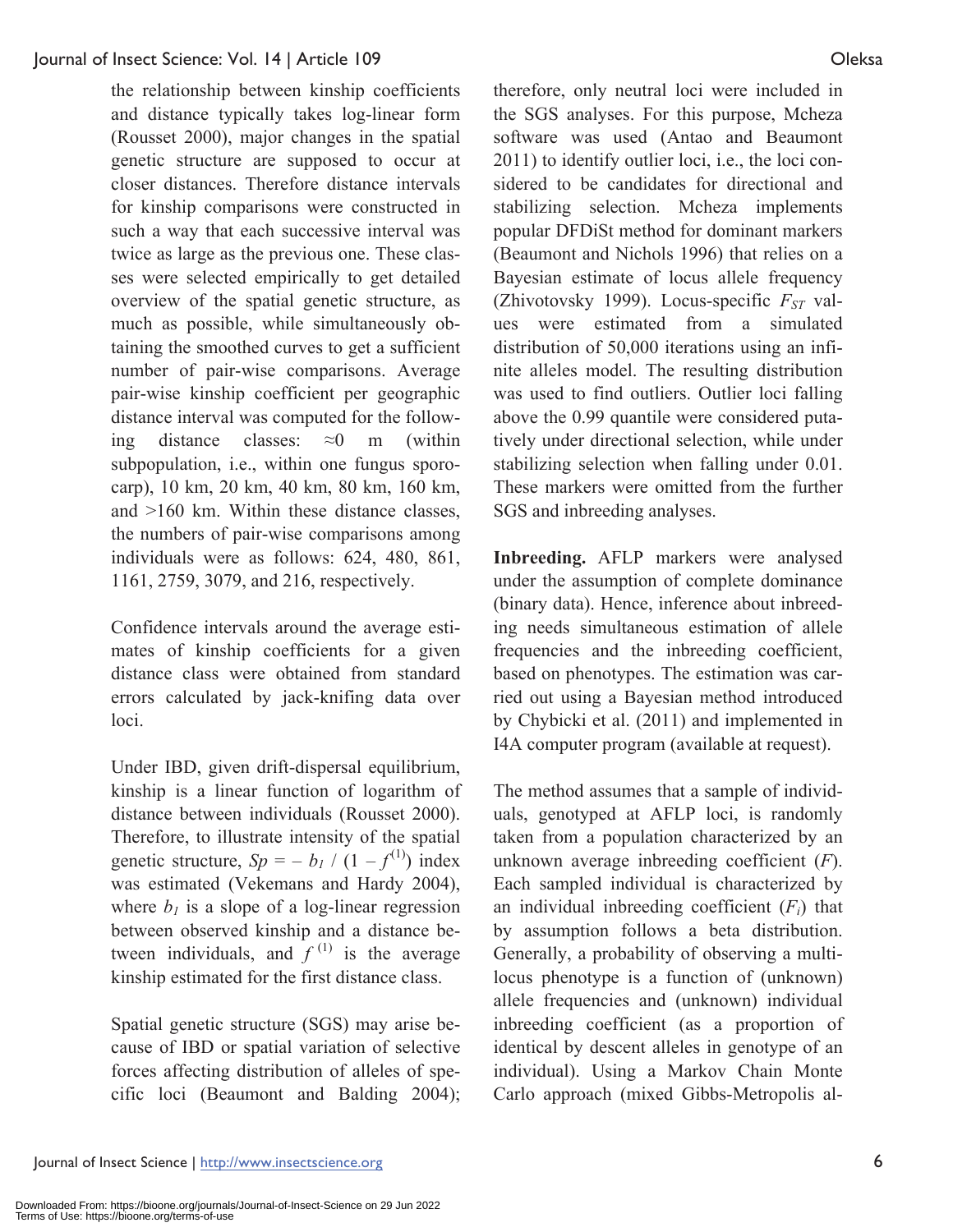the relationship between kinship coefficients and distance typically takes log-linear form (Rousset 2000), major changes in the spatial genetic structure are supposed to occur at closer distances. Therefore distance intervals for kinship comparisons were constructed in such a way that each successive interval was twice as large as the previous one. These classes were selected empirically to get detailed overview of the spatial genetic structure, as much as possible, while simultaneously obtaining the smoothed curves to get a sufficient number of pair-wise comparisons. Average pair-wise kinship coefficient per geographic distance interval was computed for the following distance classes: ≈0 m (within subpopulation, i.e., within one fungus sporocarp), 10 km, 20 km, 40 km, 80 km, 160 km, and >160 km. Within these distance classes, the numbers of pair-wise comparisons among individuals were as follows: 624, 480, 861, 1161, 2759, 3079, and 216, respectively.

Confidence intervals around the average estimates of kinship coefficients for a given distance class were obtained from standard errors calculated by jack-knifing data over loci.

Under IBD, given drift-dispersal equilibrium, kinship is a linear function of logarithm of distance between individuals (Rousset 2000). Therefore, to illustrate intensity of the spatial genetic structure, $Sp = -b_1 / (1 - f^{(1)})$ index was estimated (Vekemans and Hardy 2004), where $b_1$ is a slope of a log-linear regression between observed kinship and a distance between individuals, and $f^{(1)}$ is the average kinship estimated for the first distance class.

Spatial genetic structure (SGS) may arise because of IBD or spatial variation of selective forces affecting distribution of alleles of specific loci (Beaumont and Balding 2004); therefore, only neutral loci were included in the SGS analyses. For this purpose, Mcheza software was used (Antao and Beaumont 2011) to identify outlier loci, i.e., the loci considered to be candidates for directional and stabilizing selection. Mcheza implements popular DFDiSt method for dominant markers (Beaumont and Nichols 1996) that relies on a Bayesian estimate of locus allele frequency (Zhivotovsky 1999). Locus-specific $F_{ST}$ values were estimated from a simulated distribution of 50,000 iterations using an infinite alleles model. The resulting distribution was used to find outliers. Outlier loci falling above the 0.99 quantile were considered putatively under directional selection, while under stabilizing selection when falling under 0.01. These markers were omitted from the further SGS and inbreeding analyses.

**Inbreeding.** AFLP markers were analysed under the assumption of complete dominance (binary data). Hence, inference about inbreeding needs simultaneous estimation of allele frequencies and the inbreeding coefficient, based on phenotypes. The estimation was carried out using a Bayesian method introduced by Chybicki et al. (2011) and implemented in I4A computer program (available at request).

The method assumes that a sample of individuals, genotyped at AFLP loci, is randomly taken from a population characterized by an unknown average inbreeding coefficient ($F$). Each sampled individual is characterized by an individual inbreeding coefficient ($F_i$) that by assumption follows a beta distribution. Generally, a probability of observing a multilocus phenotype is a function of (unknown) allele frequencies and (unknown) individual inbreeding coefficient (as a proportion of identical by descent alleles in genotype of an individual). Using a Markov Chain Monte Carlo approach (mixed Gibbs-Metropolis al-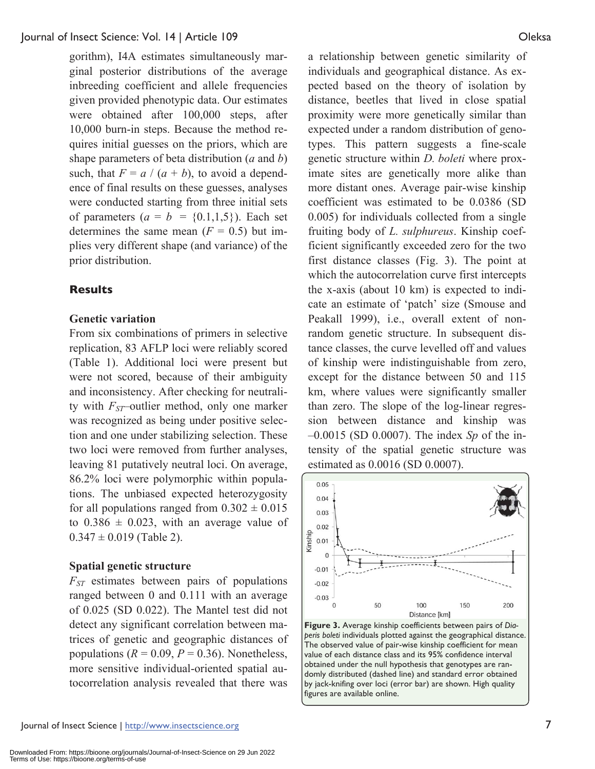gorithm), I4A estimates simultaneously marginal posterior distributions of the average inbreeding coefficient and allele frequencies given provided phenotypic data. Our estimates were obtained after 100,000 steps, after 10,000 burn-in steps. Because the method requires initial guesses on the priors, which are shape parameters of beta distribution (*a* and *b*) such, that $F = a / (a + b)$, to avoid a dependence of final results on these guesses, analyses were conducted starting from three initial sets of parameters ($a = b = \{0.1, 1, 5\}$). Each set determines the same mean ($F = 0.5$) but implies very different shape (and variance) of the prior distribution.

## Results

### Genetic variation

From six combinations of primers in selective replication, 83 AFLP loci were reliably scored (Table 1). Additional loci were present but were not scored, because of their ambiguity and inconsistency. After checking for neutrality with $F_{ST}$–outlier method, only one marker was recognized as being under positive selection and one under stabilizing selection. These two loci were removed from further analyses, leaving 81 putatively neutral loci. On average, 86.2% loci were polymorphic within populations. The unbiased expected heterozygosity for all populations ranged from $0.302 \pm 0.015$ to $0.386 \pm 0.023$, with an average value of $0.347 \pm 0.019$ (Table 2).

### Spatial genetic structure

$F_{ST}$ estimates between pairs of populations ranged between 0 and 0.111 with an average of 0.025 (SD 0.022). The Mantel test did not detect any significant correlation between matrices of genetic and geographic distances of populations ($R = 0.09$, $P = 0.36$). Nonetheless, more sensitive individual-oriented spatial autocorrelation analysis revealed that there was a relationship between genetic similarity of individuals and geographical distance. As expected based on the theory of isolation by distance, beetles that lived in close spatial proximity were more genetically similar than expected under a random distribution of genotypes. This pattern suggests a fine-scale genetic structure within *D. boleti* where proximate sites are genetically more alike than more distant ones. Average pair-wise kinship coefficient was estimated to be 0.0386 (SD 0.005) for individuals collected from a single fruiting body of *L. sulphureus*. Kinship coefficient significantly exceeded zero for the two first distance classes (Fig. 3). The point at which the autocorrelation curve first intercepts the x-axis (about 10 km) is expected to indicate an estimate of 'patch' size (Smouse and Peakall 1999), i.e., overall extent of non-random genetic structure. In subsequent distance classes, the curve levelled off and values of kinship were indistinguishable from zero, except for the distance between 50 and 115 km, where values were significantly smaller than zero. The slope of the log-linear regression between distance and kinship was –0.0015 (SD 0.0007). The index *Sp* of the intensity of the spatial genetic structure was estimated as 0.0016 (SD 0.0007).

**Figure 3.** Average kinship coefficients between pairs of *Diaperis boleti* individuals plotted against the geographical distance. The observed value of pair-wise kinship coefficient for mean value of each distance class and its 95% confidence interval obtained under the null hypothesis that genotypes are randomly distributed (dashed line) and standard error obtained by jack-knifing over loci (error bar) are shown. High quality figures are available online.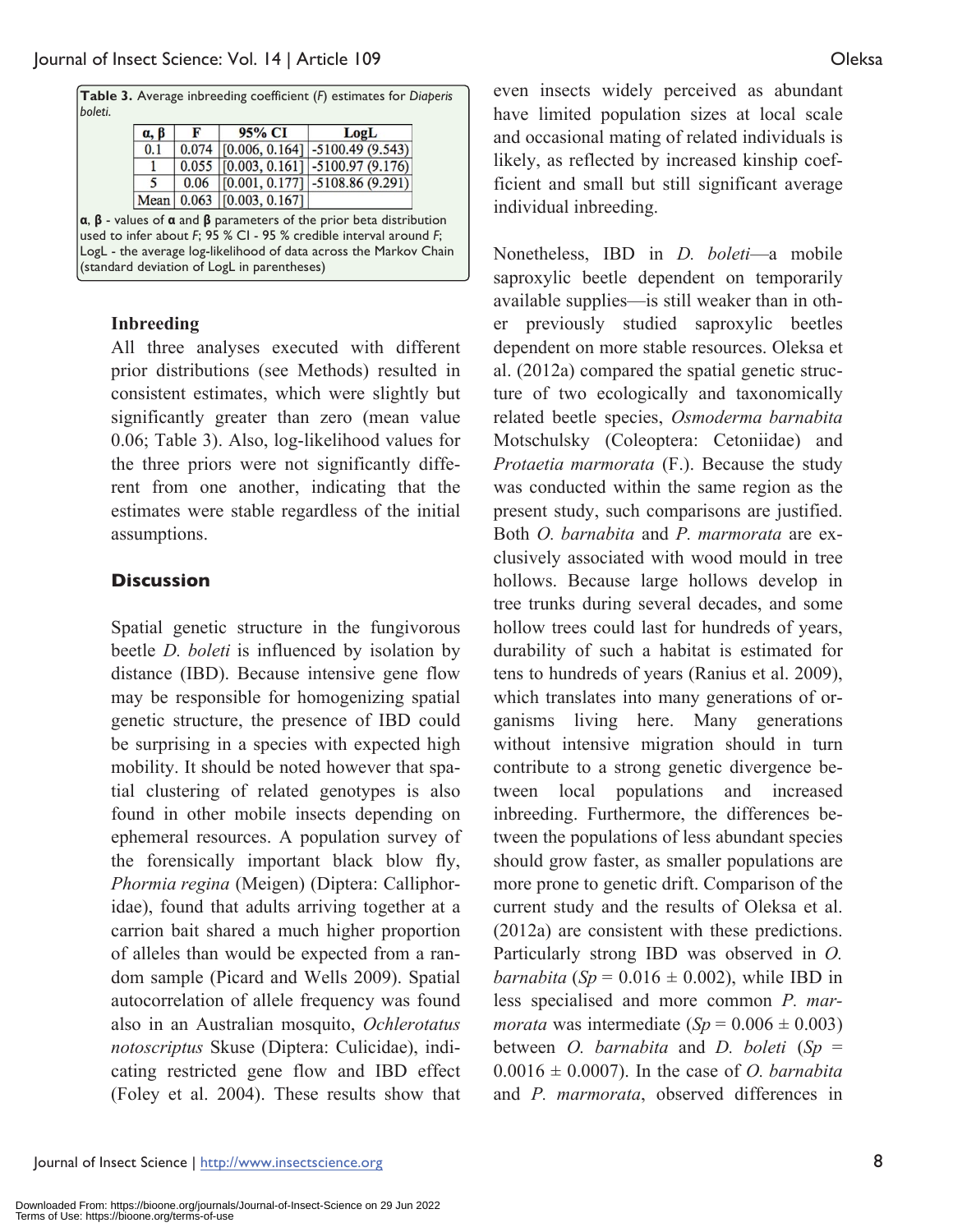**Table 3.** Average inbreeding coefficient (*F*) estimates for *Diaperis boleti*.

| α, β | F | 95% CI | LogL |
|---|---|---|---|
| 0.1 | 0.074 | [0.006, 0.164] | -5100.49 (9.543) |
| 1 | 0.055 | [0.003, 0.161] | -5100.97 (9.176) |
| 5 | 0.06 | [0.001, 0.177] | -5108.86 (9.291) |
| Mean | 0.063 | [0.003, 0.167] | |

α, β - values of α and β parameters of the prior beta distribution used to infer about *F*; 95 % CI - 95 % credible interval around *F*; LogL - the average log-likelihood of data across the Markov Chain (standard deviation of LogL in parentheses)

### Inbreeding

All three analyses executed with different prior distributions (see Methods) resulted in consistent estimates, which were slightly but significantly greater than zero (mean value 0.06; Table 3). Also, log-likelihood values for the three priors were not significantly different from one another, indicating that the estimates were stable regardless of the initial assumptions.

## Discussion

Spatial genetic structure in the fungivorous beetle *D. boleti* is influenced by isolation by distance (IBD). Because intensive gene flow may be responsible for homogenizing spatial genetic structure, the presence of IBD could be surprising in a species with expected high mobility. It should be noted however that spatial clustering of related genotypes is also found in other mobile insects depending on ephemeral resources. A population survey of the forensically important black blow fly, *Phormia regina* (Meigen) (Diptera: Calliphoridae), found that adults arriving together at a carrion bait shared a much higher proportion of alleles than would be expected from a random sample (Picard and Wells 2009). Spatial autocorrelation of allele frequency was found also in an Australian mosquito, *Ochlerotatus notoscriptus* Skuse (Diptera: Culicidae), indicating restricted gene flow and IBD effect (Foley et al. 2004). These results show that even insects widely perceived as abundant have limited population sizes at local scale and occasional mating of related individuals is likely, as reflected by increased kinship coefficient and small but still significant average individual inbreeding.

Nonetheless, IBD in *D. boleti*—a mobile saproxylic beetle dependent on temporarily available supplies—is still weaker than in other previously studied saproxylic beetles dependent on more stable resources. Oleksa et al. (2012a) compared the spatial genetic structure of two ecologically and taxonomically related beetle species, *Osmoderma barnabita* Motschulsky (Coleoptera: Cetoniidae) and *Protaetia marmorata* (F.). Because the study was conducted within the same region as the present study, such comparisons are justified. Both *O. barnabita* and *P. marmorata* are exclusively associated with wood mould in tree hollows. Because large hollows develop in tree trunks during several decades, and some hollow trees could last for hundreds of years, durability of such a habitat is estimated for tens to hundreds of years (Ranius et al. 2009), which translates into many generations of organisms living here. Many generations without intensive migration should in turn contribute to a strong genetic divergence between local populations and increased inbreeding. Furthermore, the differences between the populations of less abundant species should grow faster, as smaller populations are more prone to genetic drift. Comparison of the current study and the results of Oleksa et al. (2012a) are consistent with these predictions. Particularly strong IBD was observed in *O. barnabita* ($Sp = 0.016 \pm 0.002$), while IBD in less specialised and more common *P. marmorata* was intermediate ($Sp = 0.006 \pm 0.003$) between *O. barnabita* and *D. boleti* ($Sp = 0.0016 \pm 0.0007$). In the case of *O. barnabita* and *P. marmorata*, observed differences in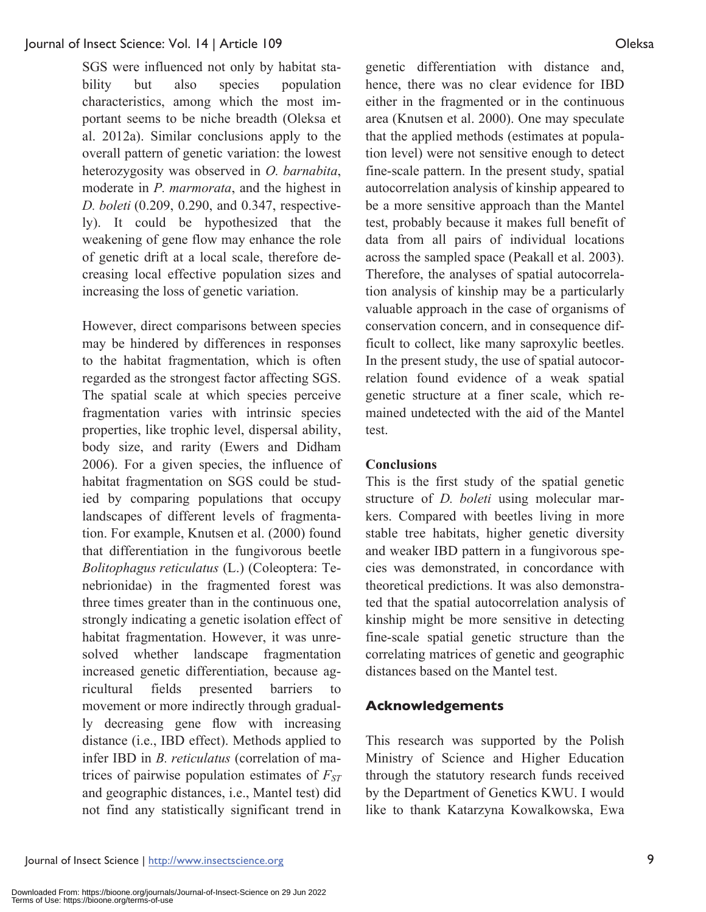SGS were influenced not only by habitat stability but also species population characteristics, among which the most important seems to be niche breadth (Oleksa et al. 2012a). Similar conclusions apply to the overall pattern of genetic variation: the lowest heterozygosity was observed in *O. barnabita*, moderate in *P. marmorata*, and the highest in *D. boleti* (0.209, 0.290, and 0.347, respectively). It could be hypothesized that the weakening of gene flow may enhance the role of genetic drift at a local scale, therefore decreasing local effective population sizes and increasing the loss of genetic variation.

However, direct comparisons between species may be hindered by differences in responses to the habitat fragmentation, which is often regarded as the strongest factor affecting SGS. The spatial scale at which species perceive fragmentation varies with intrinsic species properties, like trophic level, dispersal ability, body size, and rarity (Ewers and Didham 2006). For a given species, the influence of habitat fragmentation on SGS could be studied by comparing populations that occupy landscapes of different levels of fragmentation. For example, Knutsen et al. (2000) found that differentiation in the fungivorous beetle *Bolitophagus reticulatus* (L.) (Coleoptera: Tenebrionidae) in the fragmented forest was three times greater than in the continuous one, strongly indicating a genetic isolation effect of habitat fragmentation. However, it was unresolved whether landscape fragmentation increased genetic differentiation, because agricultural fields presented barriers to movement or more indirectly through gradually decreasing gene flow with increasing distance (i.e., IBD effect). Methods applied to infer IBD in *B. reticulatus* (correlation of matrices of pairwise population estimates of $F_{ST}$ and geographic distances, i.e., Mantel test) did not find any statistically significant trend in genetic differentiation with distance and, hence, there was no clear evidence for IBD either in the fragmented or in the continuous area (Knutsen et al. 2000). One may speculate that the applied methods (estimates at population level) were not sensitive enough to detect fine-scale pattern. In the present study, spatial autocorrelation analysis of kinship appeared to be a more sensitive approach than the Mantel test, probably because it makes full benefit of data from all pairs of individual locations across the sampled space (Peakall et al. 2003). Therefore, the analyses of spatial autocorrelation analysis of kinship may be a particularly valuable approach in the case of organisms of conservation concern, and in consequence difficult to collect, like many saproxylic beetles. In the present study, the use of spatial autocorrelation found evidence of a weak spatial genetic structure at a finer scale, which remained undetected with the aid of the Mantel test.

## Conclusions

This is the first study of the spatial genetic structure of *D. boleti* using molecular markers. Compared with beetles living in more stable tree habitats, higher genetic diversity and weaker IBD pattern in a fungivorous species was demonstrated, in concordance with theoretical predictions. It was also demonstrated that the spatial autocorrelation analysis of kinship might be more sensitive in detecting fine-scale spatial genetic structure than the correlating matrices of genetic and geographic distances based on the Mantel test.

## Acknowledgements

This research was supported by the Polish Ministry of Science and Higher Education through the statutory research funds received by the Department of Genetics KWU. I would like to thank Katarzyna Kowalkowska, Ewa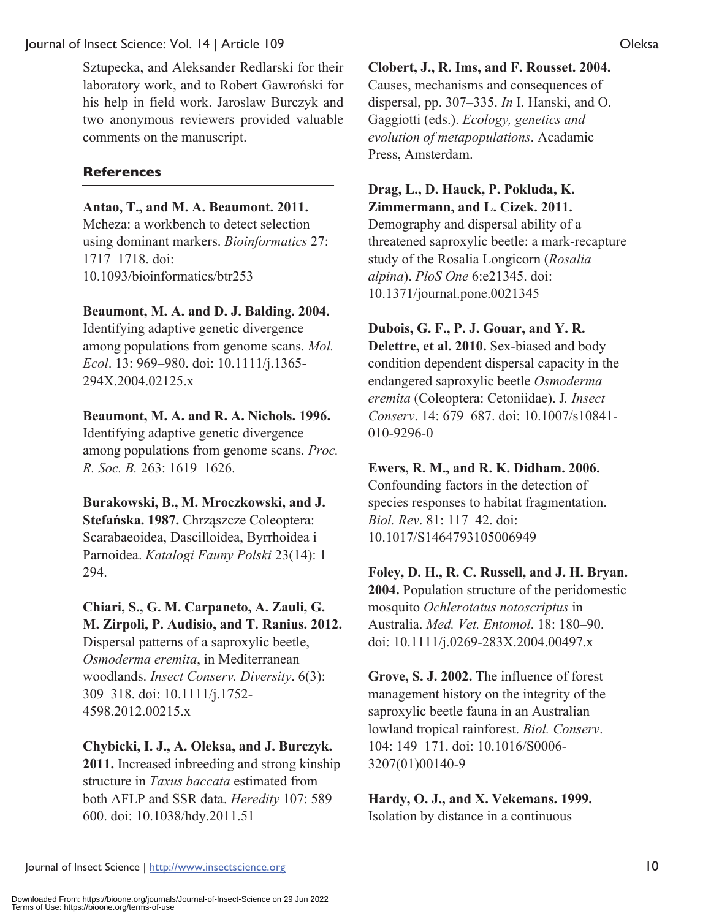Sztupecka, and Aleksander Redlarski for their laboratory work, and to Robert Gawroński for his help in field work. Jaroslaw Burczyk and two anonymous reviewers provided valuable comments on the manuscript.

## References

**Antao, T., and M. A. Beaumont. 2011.** Mcheza: a workbench to detect selection using dominant markers. *Bioinformatics* 27: 1717–1718. doi: 10.1093/bioinformatics/btr253

**Beaumont, M. A. and D. J. Balding. 2004.** Identifying adaptive genetic divergence among populations from genome scans. *Mol. Ecol*. 13: 969–980. doi: 10.1111/j.1365-294X.2004.02125.x

**Beaumont, M. A. and R. A. Nichols. 1996.** Identifying adaptive genetic divergence among populations from genome scans. *Proc. R. Soc. B.* 263: 1619–1626.

**Burakowski, B., M. Mroczkowski, and J. Stefańska. 1987.** Chrząszcze Coleoptera: Scarabaeoidea, Dascilloidea, Byrrhoidea i Parnoidea. *Katalogi Fauny Polski* 23(14): 1–294.

**Chiari, S., G. M. Carpaneto, A. Zauli, G. M. Zirpoli, P. Audisio, and T. Ranius. 2012.** Dispersal patterns of a saproxylic beetle, *Osmoderma eremita*, in Mediterranean woodlands. *Insect Conserv. Diversity*. 6(3): 309–318. doi: 10.1111/j.1752-4598.2012.00215.x

**Chybicki, I. J., A. Oleksa, and J. Burczyk. 2011.** Increased inbreeding and strong kinship structure in *Taxus baccata* estimated from both AFLP and SSR data. *Heredity* 107: 589–600. doi: 10.1038/hdy.2011.51

**Clobert, J., R. Ims, and F. Rousset. 2004.** Causes, mechanisms and consequences of dispersal, pp. 307–335. *In* I. Hanski, and O. Gaggiotti (eds.). *Ecology, genetics and evolution of metapopulations*. Acadamic Press, Amsterdam.

**Drag, L., D. Hauck, P. Pokluda, K. Zimmermann, and L. Cizek. 2011.** Demography and dispersal ability of a threatened saproxylic beetle: a mark-recapture study of the Rosalia Longicorn (*Rosalia alpina*). *PloS One* 6:e21345. doi: 10.1371/journal.pone.0021345

**Dubois, G. F., P. J. Gouar, and Y. R. Delettre, et al. 2010.** Sex-biased and body condition dependent dispersal capacity in the endangered saproxylic beetle *Osmoderma eremita* (Coleoptera: Cetoniidae). J*. Insect Conserv*. 14: 679–687. doi: 10.1007/s10841-010-9296-0

**Ewers, R. M., and R. K. Didham. 2006.** Confounding factors in the detection of species responses to habitat fragmentation. *Biol. Rev*. 81: 117–42. doi: 10.1017/S1464793105006949

**Foley, D. H., R. C. Russell, and J. H. Bryan. 2004.** Population structure of the peridomestic mosquito *Ochlerotatus notoscriptus* in Australia. *Med. Vet. Entomol*. 18: 180–90. doi: 10.1111/j.0269-283X.2004.00497.x

**Grove, S. J. 2002.** The influence of forest management history on the integrity of the saproxylic beetle fauna in an Australian lowland tropical rainforest. *Biol. Conserv*. 104: 149–171. doi: 10.1016/S0006-3207(01)00140-9

**Hardy, O. J., and X. Vekemans. 1999.** Isolation by distance in a continuous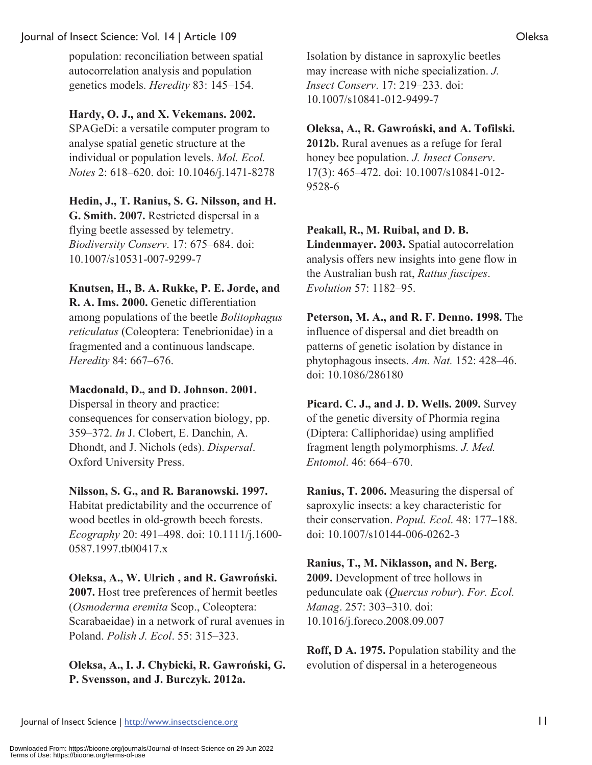population: reconciliation between spatial autocorrelation analysis and population genetics models. *Heredity* 83: 145–154.

**Hardy, O. J., and X. Vekemans. 2002.** SPAGeDi: a versatile computer program to analyse spatial genetic structure at the individual or population levels. *Mol. Ecol. Notes* 2: 618–620. doi: 10.1046/j.1471-8278

**Hedin, J., T. Ranius, S. G. Nilsson, and H. G. Smith. 2007.** Restricted dispersal in a flying beetle assessed by telemetry. *Biodiversity Conserv*. 17: 675–684. doi: 10.1007/s10531-007-9299-7

**Knutsen, H., B. A. Rukke, P. E. Jorde, and R. A. Ims. 2000.** Genetic differentiation among populations of the beetle *Bolitophagus reticulatus* (Coleoptera: Tenebrionidae) in a fragmented and a continuous landscape. *Heredity* 84: 667–676.

**Macdonald, D., and D. Johnson. 2001.** Dispersal in theory and practice: consequences for conservation biology, pp. 359–372. *In* J. Clobert, E. Danchin, A. Dhondt, and J. Nichols (eds). *Dispersal*. Oxford University Press.

**Nilsson, S. G., and R. Baranowski. 1997.** Habitat predictability and the occurrence of wood beetles in old-growth beech forests. *Ecography* 20: 491–498. doi: 10.1111/j.1600-0587.1997.tb00417.x

**Oleksa, A., W. Ulrich , and R. Gawroński. 2007.** Host tree preferences of hermit beetles (*Osmoderma eremita* Scop., Coleoptera: Scarabaeidae) in a network of rural avenues in Poland. *Polish J. Ecol*. 55: 315–323.

**Oleksa, A., I. J. Chybicki, R. Gawroński, G. P. Svensson, and J. Burczyk. 2012a.** Isolation by distance in saproxylic beetles may increase with niche specialization. *J. Insect Conserv*. 17: 219–233. doi: 10.1007/s10841-012-9499-7

**Oleksa, A., R. Gawroński, and A. Tofilski. 2012b.** Rural avenues as a refuge for feral honey bee population. *J. Insect Conserv*. 17(3): 465–472. doi: 10.1007/s10841-012-9528-6

**Peakall, R., M. Ruibal, and D. B. Lindenmayer. 2003.** Spatial autocorrelation analysis offers new insights into gene flow in the Australian bush rat, *Rattus fuscipes*. *Evolution* 57: 1182–95.

**Peterson, M. A., and R. F. Denno. 1998.** The influence of dispersal and diet breadth on patterns of genetic isolation by distance in phytophagous insects. *Am. Nat.* 152: 428–46. doi: 10.1086/286180

**Picard. C. J., and J. D. Wells. 2009.** Survey of the genetic diversity of Phormia regina (Diptera: Calliphoridae) using amplified fragment length polymorphisms. *J. Med. Entomol*. 46: 664–670.

**Ranius, T. 2006.** Measuring the dispersal of saproxylic insects: a key characteristic for their conservation. *Popul. Ecol*. 48: 177–188. doi: 10.1007/s10144-006-0262-3

**Ranius, T., M. Niklasson, and N. Berg. 2009.** Development of tree hollows in pedunculate oak (*Quercus robur*). *For. Ecol. Manag*. 257: 303–310. doi: 10.1016/j.foreco.2008.09.007

**Roff, D A. 1975.** Population stability and the evolution of dispersal in a heterogeneous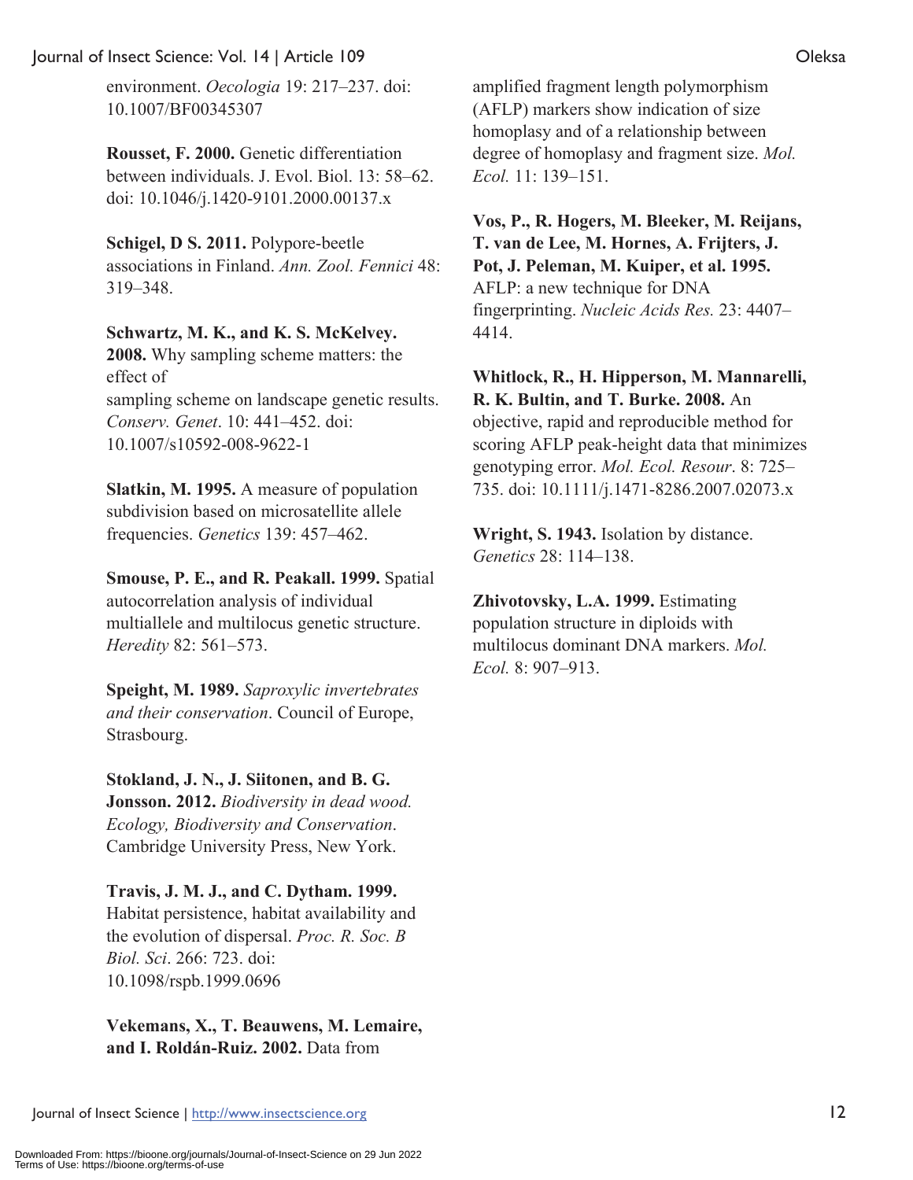environment. *Oecologia* 19: 217–237. doi: 10.1007/BF00345307

**Rousset, F. 2000.** Genetic differentiation between individuals. J. Evol. Biol. 13: 58–62. doi: 10.1046/j.1420-9101.2000.00137.x

**Schigel, D S. 2011.** Polypore-beetle associations in Finland. *Ann. Zool. Fennici* 48: 319–348.

**Schwartz, M. K., and K. S. McKelvey. 2008.** Why sampling scheme matters: the effect of sampling scheme on landscape genetic results. *Conserv. Genet*. 10: 441–452. doi: 10.1007/s10592-008-9622-1

**Slatkin, M. 1995.** A measure of population subdivision based on microsatellite allele frequencies. *Genetics* 139: 457–462.

**Smouse, P. E., and R. Peakall. 1999.** Spatial autocorrelation analysis of individual multiallele and multilocus genetic structure. *Heredity* 82: 561–573.

**Speight, M. 1989.** *Saproxylic invertebrates and their conservation*. Council of Europe, Strasbourg.

**Stokland, J. N., J. Siitonen, and B. G. Jonsson. 2012.** *Biodiversity in dead wood. Ecology, Biodiversity and Conservation*. Cambridge University Press, New York.

**Travis, J. M. J., and C. Dytham. 1999.** Habitat persistence, habitat availability and the evolution of dispersal. *Proc. R. Soc. B Biol. Sci*. 266: 723. doi: 10.1098/rspb.1999.0696

**Vekemans, X., T. Beauwens, M. Lemaire, and I. Roldán-Ruiz. 2002.** Data from amplified fragment length polymorphism (AFLP) markers show indication of size homoplasy and of a relationship between degree of homoplasy and fragment size. *Mol. Ecol.* 11: 139–151.

**Vos, P., R. Hogers, M. Bleeker, M. Reijans, T. van de Lee, M. Hornes, A. Frijters, J. Pot, J. Peleman, M. Kuiper, et al. 1995.** AFLP: a new technique for DNA fingerprinting. *Nucleic Acids Res.* 23: 4407–4414.

**Whitlock, R., H. Hipperson, M. Mannarelli, R. K. Bultin, and T. Burke. 2008.** An objective, rapid and reproducible method for scoring AFLP peak-height data that minimizes genotyping error. *Mol. Ecol. Resour*. 8: 725–735. doi: 10.1111/j.1471-8286.2007.02073.x

**Wright, S. 1943.** Isolation by distance. *Genetics* 28: 114–138.

**Zhivotovsky, L.A. 1999.** Estimating population structure in diploids with multilocus dominant DNA markers. *Mol. Ecol.* 8: 907–913.